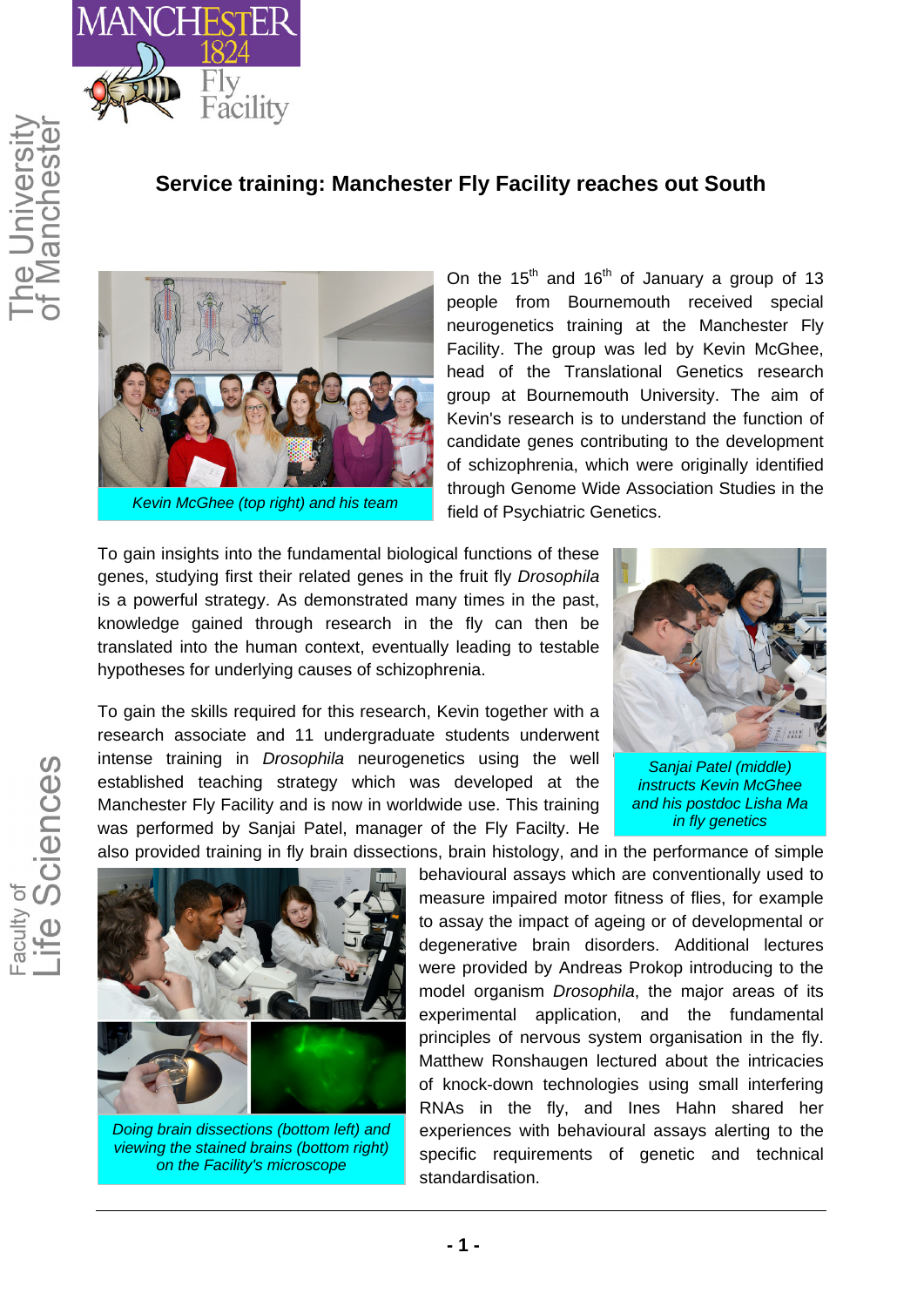# Service training: Manchester Fly Facility reaches out South

*Kevin McGhee (top right) and his team*

On the 15th and 16th of January a group of 13 people from Bournemouth received special neurogenetics training at the Manchester Fly Facility. The group was led by Kevin McGhee, head of the Translational Genetics research group at Bournemouth University. The aim of Kevin's research is to understand the function of candidate genes contributing to the development of schizophrenia, which were originally identified through Genome Wide Association Studies in the field of Psychiatric Genetics.

To gain insights into the fundamental biological functions of these genes, studying first their related genes in the fruit fly *Drosophila* is a powerful strategy. As demonstrated many times in the past, knowledge gained through research in the fly can then be translated into the human context, eventually leading to testable hypotheses for underlying causes of schizophrenia.

*Sanjai Patel (middle) instructs Kevin McGhee and his postdoc Lisha Ma in fly genetics*

To gain the skills required for this research, Kevin together with a research associate and 11 undergraduate students underwent intense training in *Drosophila* neurogenetics using the well established teaching strategy which was developed at the Manchester Fly Facility and is now in worldwide use. This training was performed by Sanjai Patel, manager of the Fly Facilty. He also provided training in fly brain dissections, brain histology, and in the performance of simple behavioural assays which are conventionally used to measure impaired motor fitness of flies, for example to assay the impact of ageing or of developmental or degenerative brain disorders. Additional lectures were provided by Andreas Prokop introducing to the model organism *Drosophila*, the major areas of its experimental application, and the fundamental principles of nervous system organisation in the fly. Matthew Ronshaugen lectured about the intricacies of knock-down technologies using small interfering RNAs in the fly, and Ines Hahn shared her experiences with behavioural assays alerting to the specific requirements of genetic and technical standardisation.

*Doing brain dissections (bottom left) and viewing the stained brains (bottom right) on the Facility's microscope*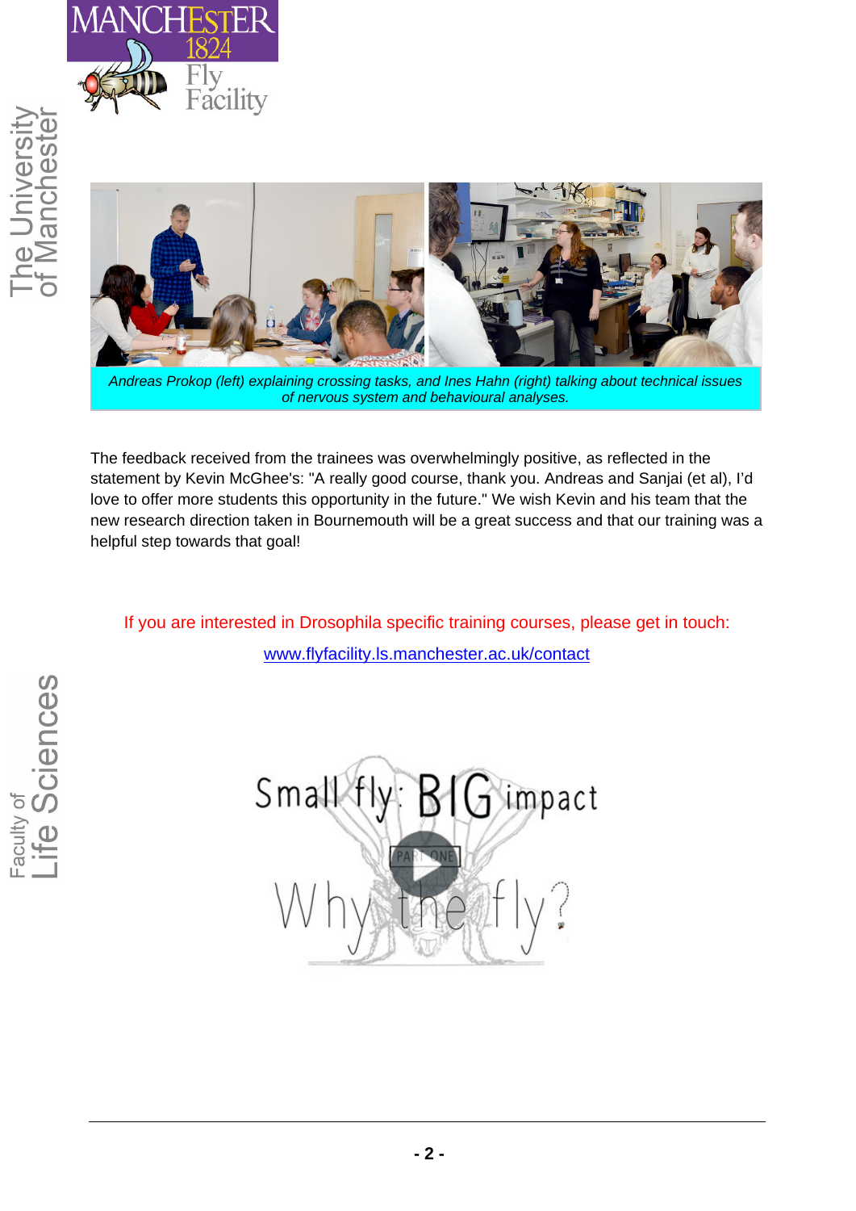*Andreas Prokop (left) explaining crossing tasks, and Ines Hahn (right) talking about technical issues of nervous system and behavioural analyses.*

The feedback received from the trainees was overwhelmingly positive, as reflected in the statement by Kevin McGhee's: "A really good course, thank you. Andreas and Sanjai (et al), I'd love to offer more students this opportunity in the future." We wish Kevin and his team that the new research direction taken in Bournemouth will be a great success and that our training was a helpful step towards that goal!

If you are interested in Drosophila specific training courses, please get in touch:

[www.flyfacility.ls.manchester.ac.uk/contact](www.flyfacility.ls.manchester.ac.uk/contact)